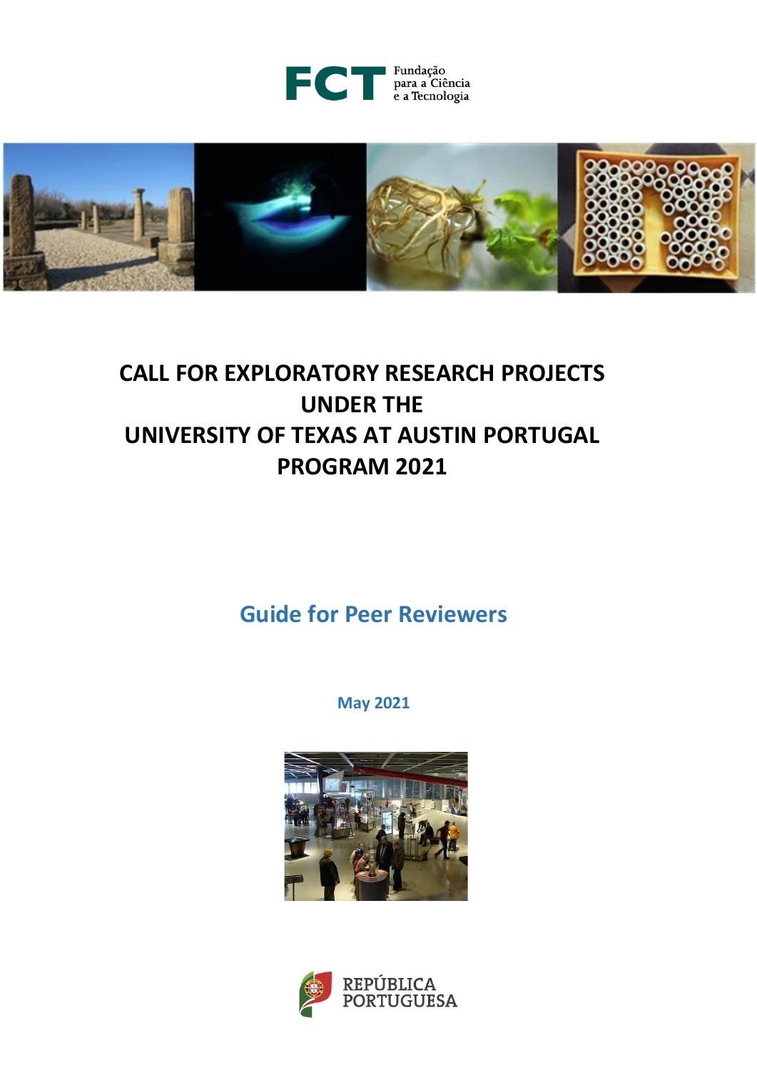FCT Fundação para a Ciência e a Tecnologia

# CALL FOR EXPLORATORY RESEARCH PROJECTS UNDER THE UNIVERSITY OF TEXAS AT AUSTIN PORTUGAL PROGRAM 2021

## Guide for Peer Reviewers

**May 2021**

REPÚBLICA PORTUGUESA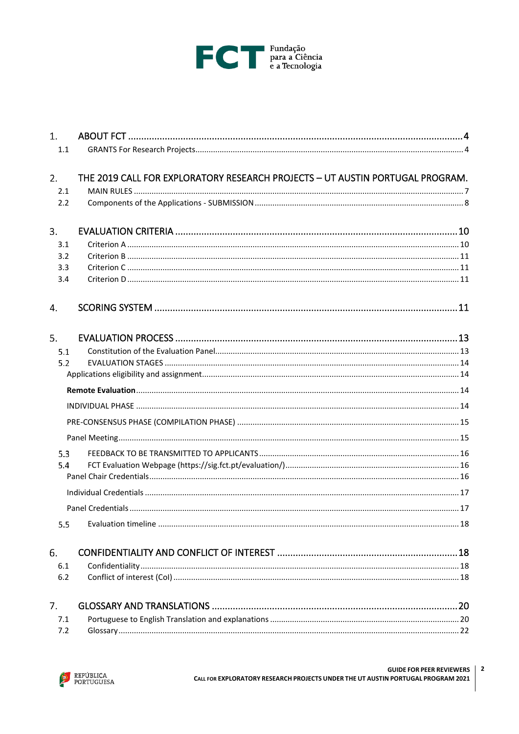1. ABOUT FCT ............ 4
   - 1.1 GRANTS For Research Projects ............ 4

2. THE 2019 CALL FOR EXPLORATORY RESEARCH PROJECTS – UT AUSTIN PORTUGAL PROGRAM.
   - 2.1 MAIN RULES ............ 7
   - 2.2 Components of the Applications - SUBMISSION ............ 8

3. EVALUATION CRITERIA ............ 10
   - 3.1 Criterion A ............ 10
   - 3.2 Criterion B ............ 11
   - 3.3 Criterion C ............ 11
   - 3.4 Criterion D ............ 11

4. SCORING SYSTEM ............ 11

5. EVALUATION PROCESS ............ 13
   - 5.1 Constitution of the Evaluation Panel ............ 13
   - 5.2 EVALUATION STAGES ............ 14
     - Applications eligibility and assignment ............ 14
     - **Remote Evaluation** ............ 14
     - INDIVIDUAL PHASE ............ 14
     - PRE-CONSENSUS PHASE (COMPILATION PHASE) ............ 15
     - Panel Meeting ............ 15
   - 5.3 FEEDBACK TO BE TRANSMITTED TO APPLICANTS ............ 16
   - 5.4 FCT Evaluation Webpage (https://sig.fct.pt/evaluation/) ............ 16
     - Panel Chair Credentials ............ 16
     - Individual Credentials ............ 17
     - Panel Credentials ............ 17
   - 5.5 Evaluation timeline ............ 18

6. CONFIDENTIALITY AND CONFLICT OF INTEREST ............ 18
   - 6.1 Confidentiality ............ 18
   - 6.2 Conflict of interest (CoI) ............ 18

7. GLOSSARY AND TRANSLATIONS ............ 20
   - 7.1 Portuguese to English Translation and explanations ............ 20
   - 7.2 Glossary ............ 22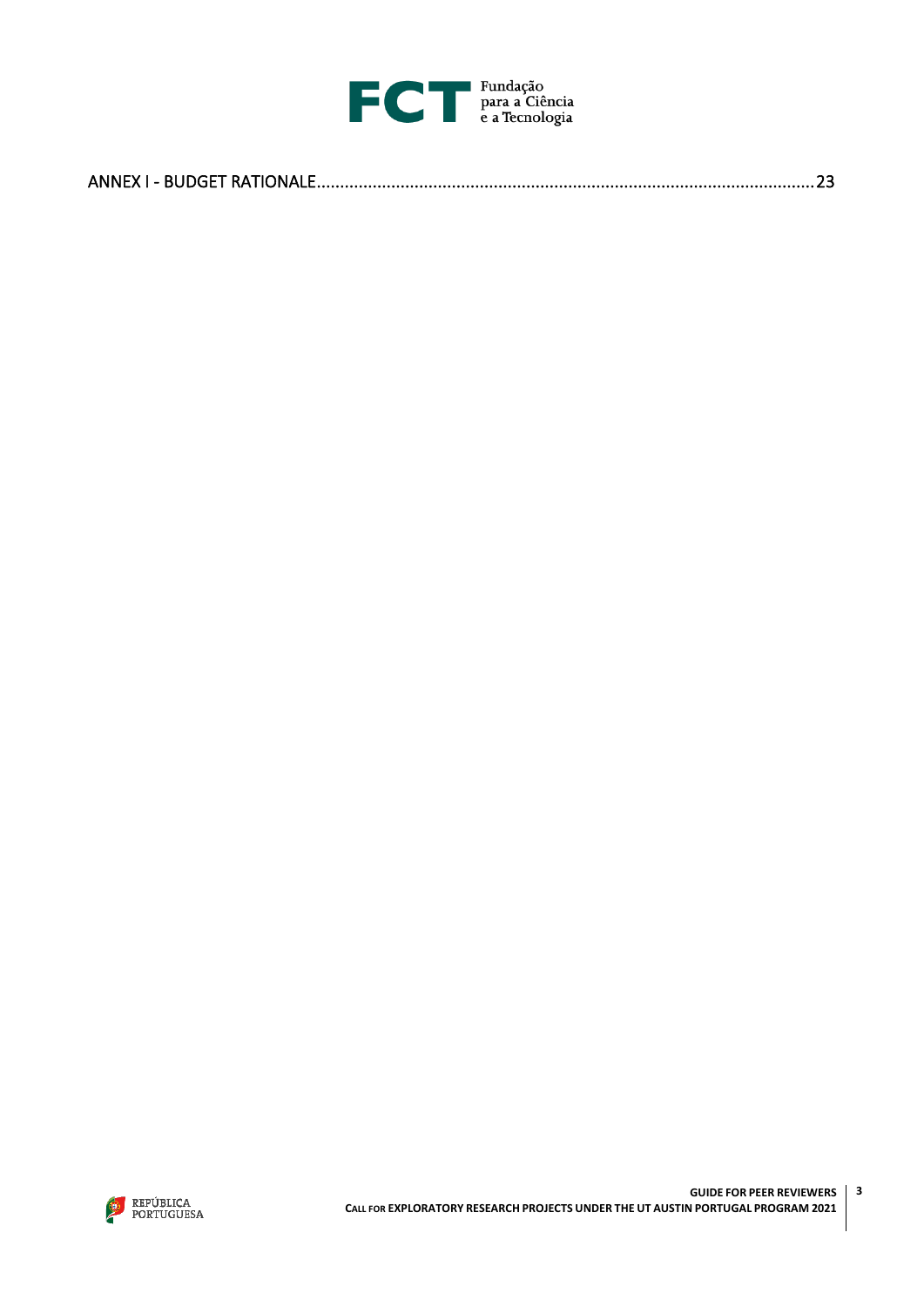ANNEX I - BUDGET RATIONALE........................................................................................................23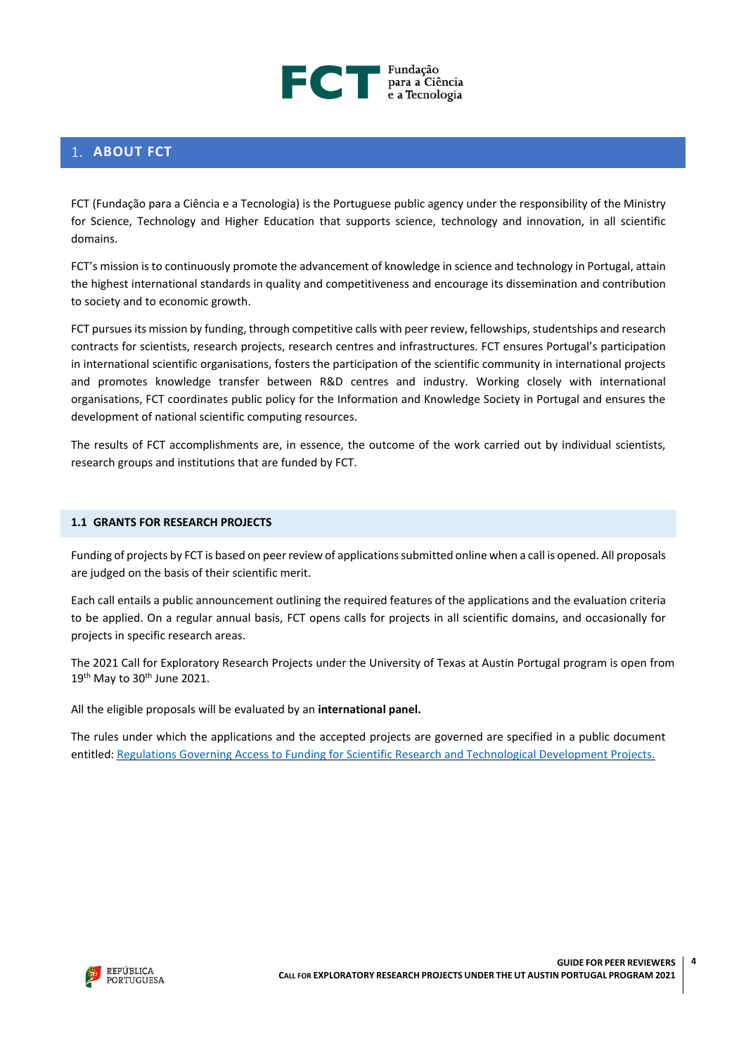# 1. ABOUT FCT

FCT (Fundação para a Ciência e a Tecnologia) is the Portuguese public agency under the responsibility of the Ministry for Science, Technology and Higher Education that supports science, technology and innovation, in all scientific domains.

FCT's mission is to continuously promote the advancement of knowledge in science and technology in Portugal, attain the highest international standards in quality and competitiveness and encourage its dissemination and contribution to society and to economic growth.

FCT pursues its mission by funding, through competitive calls with peer review, fellowships, studentships and research contracts for scientists, research projects, research centres and infrastructures. FCT ensures Portugal's participation in international scientific organisations, fosters the participation of the scientific community in international projects and promotes knowledge transfer between R&D centres and industry. Working closely with international organisations, FCT coordinates public policy for the Information and Knowledge Society in Portugal and ensures the development of national scientific computing resources.

The results of FCT accomplishments are, in essence, the outcome of the work carried out by individual scientists, research groups and institutions that are funded by FCT.

## 1.1 GRANTS FOR RESEARCH PROJECTS

Funding of projects by FCT is based on peer review of applications submitted online when a call is opened. All proposals are judged on the basis of their scientific merit.

Each call entails a public announcement outlining the required features of the applications and the evaluation criteria to be applied. On a regular annual basis, FCT opens calls for projects in all scientific domains, and occasionally for projects in specific research areas.

The 2021 Call for Exploratory Research Projects under the University of Texas at Austin Portugal program is open from 19th May to 30th June 2021.

All the eligible proposals will be evaluated by an **international panel.**

The rules under which the applications and the accepted projects are governed are specified in a public document entitled: Regulations Governing Access to Funding for Scientific Research and Technological Development Projects.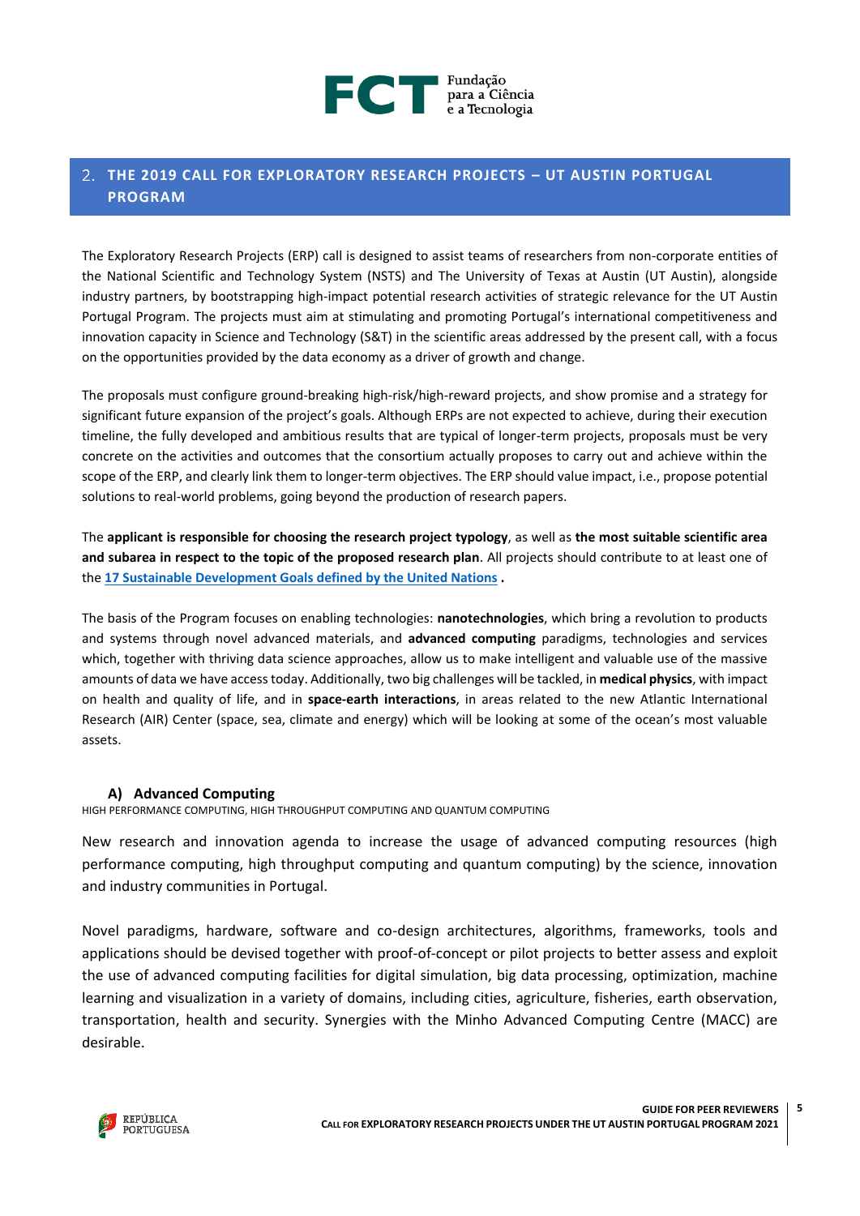## 2. THE 2019 CALL FOR EXPLORATORY RESEARCH PROJECTS – UT AUSTIN PORTUGAL PROGRAM

The Exploratory Research Projects (ERP) call is designed to assist teams of researchers from non-corporate entities of the National Scientific and Technology System (NSTS) and The University of Texas at Austin (UT Austin), alongside industry partners, by bootstrapping high-impact potential research activities of strategic relevance for the UT Austin Portugal Program. The projects must aim at stimulating and promoting Portugal's international competitiveness and innovation capacity in Science and Technology (S&T) in the scientific areas addressed by the present call, with a focus on the opportunities provided by the data economy as a driver of growth and change.

The proposals must configure ground-breaking high-risk/high-reward projects, and show promise and a strategy for significant future expansion of the project's goals. Although ERPs are not expected to achieve, during their execution timeline, the fully developed and ambitious results that are typical of longer-term projects, proposals must be very concrete on the activities and outcomes that the consortium actually proposes to carry out and achieve within the scope of the ERP, and clearly link them to longer-term objectives. The ERP should value impact, i.e., propose potential solutions to real-world problems, going beyond the production of research papers.

The **applicant is responsible for choosing the research project typology**, as well as **the most suitable scientific area and subarea in respect to the topic of the proposed research plan**. All projects should contribute to at least one of the **17 Sustainable Development Goals defined by the United Nations** .

The basis of the Program focuses on enabling technologies: **nanotechnologies**, which bring a revolution to products and systems through novel advanced materials, and **advanced computing** paradigms, technologies and services which, together with thriving data science approaches, allow us to make intelligent and valuable use of the massive amounts of data we have access today. Additionally, two big challenges will be tackled, in **medical physics**, with impact on health and quality of life, and in **space-earth interactions**, in areas related to the new Atlantic International Research (AIR) Center (space, sea, climate and energy) which will be looking at some of the ocean's most valuable assets.

### A) Advanced Computing

HIGH PERFORMANCE COMPUTING, HIGH THROUGHPUT COMPUTING AND QUANTUM COMPUTING

New research and innovation agenda to increase the usage of advanced computing resources (high performance computing, high throughput computing and quantum computing) by the science, innovation and industry communities in Portugal.

Novel paradigms, hardware, software and co-design architectures, algorithms, frameworks, tools and applications should be devised together with proof-of-concept or pilot projects to better assess and exploit the use of advanced computing facilities for digital simulation, big data processing, optimization, machine learning and visualization in a variety of domains, including cities, agriculture, fisheries, earth observation, transportation, health and security. Synergies with the Minho Advanced Computing Centre (MACC) are desirable.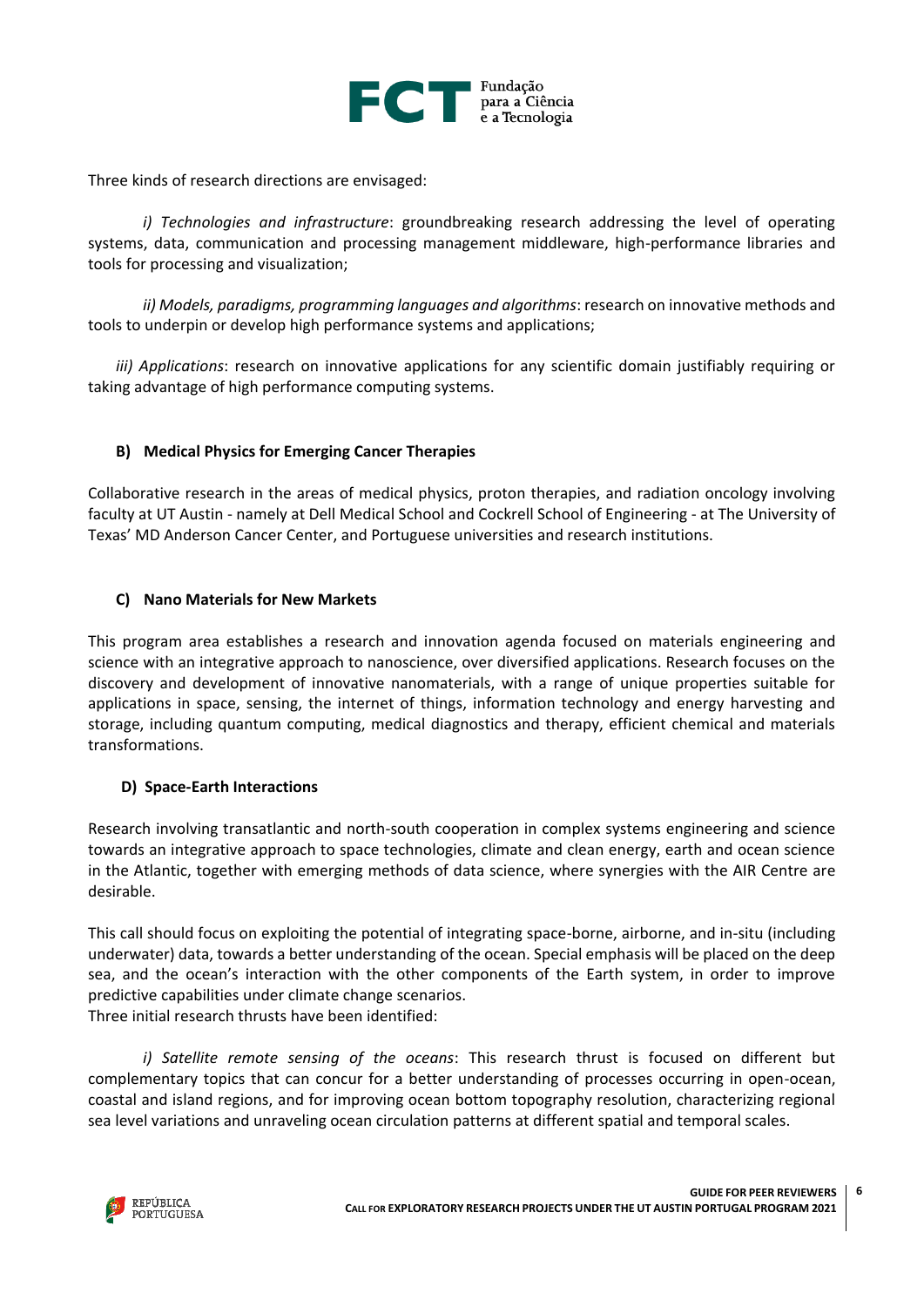Three kinds of research directions are envisaged:

*i) Technologies and infrastructure*: groundbreaking research addressing the level of operating systems, data, communication and processing management middleware, high-performance libraries and tools for processing and visualization;

*ii) Models, paradigms, programming languages and algorithms*: research on innovative methods and tools to underpin or develop high performance systems and applications;

*iii) Applications*: research on innovative applications for any scientific domain justifiably requiring or taking advantage of high performance computing systems.

### B) Medical Physics for Emerging Cancer Therapies

Collaborative research in the areas of medical physics, proton therapies, and radiation oncology involving faculty at UT Austin - namely at Dell Medical School and Cockrell School of Engineering - at The University of Texas' MD Anderson Cancer Center, and Portuguese universities and research institutions.

### C) Nano Materials for New Markets

This program area establishes a research and innovation agenda focused on materials engineering and science with an integrative approach to nanoscience, over diversified applications. Research focuses on the discovery and development of innovative nanomaterials, with a range of unique properties suitable for applications in space, sensing, the internet of things, information technology and energy harvesting and storage, including quantum computing, medical diagnostics and therapy, efficient chemical and materials transformations.

### D) Space-Earth Interactions

Research involving transatlantic and north-south cooperation in complex systems engineering and science towards an integrative approach to space technologies, climate and clean energy, earth and ocean science in the Atlantic, together with emerging methods of data science, where synergies with the AIR Centre are desirable.

This call should focus on exploiting the potential of integrating space-borne, airborne, and in-situ (including underwater) data, towards a better understanding of the ocean. Special emphasis will be placed on the deep sea, and the ocean's interaction with the other components of the Earth system, in order to improve predictive capabilities under climate change scenarios.
Three initial research thrusts have been identified:

*i) Satellite remote sensing of the oceans*: This research thrust is focused on different but complementary topics that can concur for a better understanding of processes occurring in open-ocean, coastal and island regions, and for improving ocean bottom topography resolution, characterizing regional sea level variations and unraveling ocean circulation patterns at different spatial and temporal scales.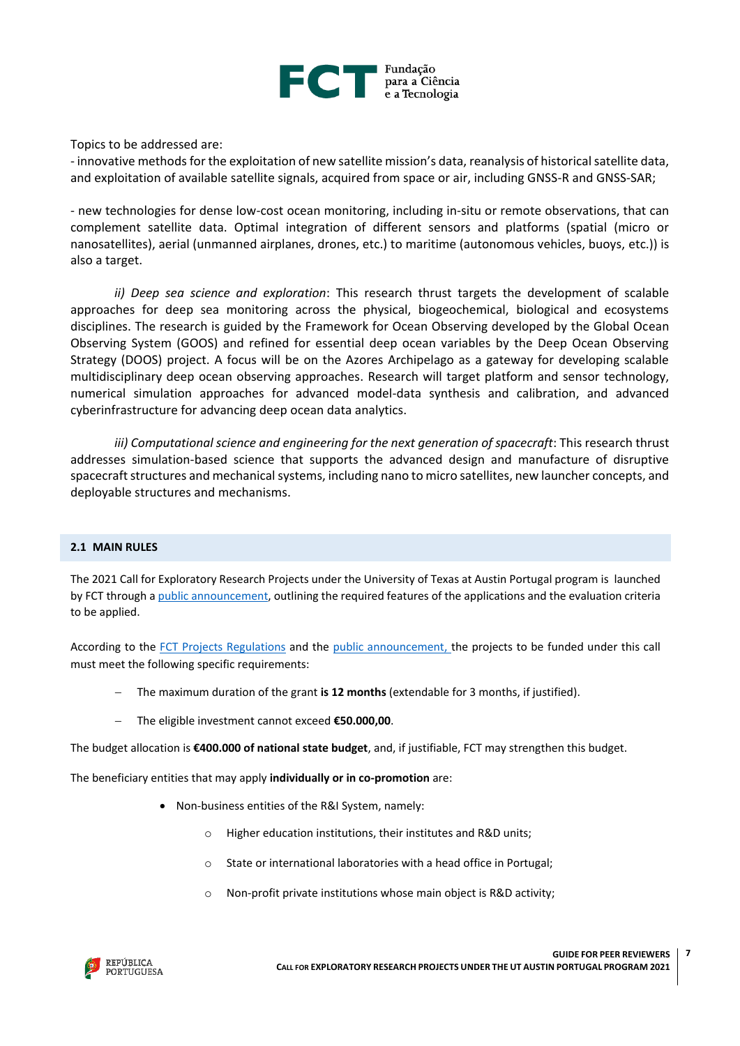Topics to be addressed are:

- innovative methods for the exploitation of new satellite mission's data, reanalysis of historical satellite data, and exploitation of available satellite signals, acquired from space or air, including GNSS-R and GNSS-SAR;

- new technologies for dense low-cost ocean monitoring, including in-situ or remote observations, that can complement satellite data. Optimal integration of different sensors and platforms (spatial (micro or nanosatellites), aerial (unmanned airplanes, drones, etc.) to maritime (autonomous vehicles, buoys, etc.)) is also a target.

*ii) Deep sea science and exploration*: This research thrust targets the development of scalable approaches for deep sea monitoring across the physical, biogeochemical, biological and ecosystems disciplines. The research is guided by the Framework for Ocean Observing developed by the Global Ocean Observing System (GOOS) and refined for essential deep ocean variables by the Deep Ocean Observing Strategy (DOOS) project. A focus will be on the Azores Archipelago as a gateway for developing scalable multidisciplinary deep ocean observing approaches. Research will target platform and sensor technology, numerical simulation approaches for advanced model-data synthesis and calibration, and advanced cyberinfrastructure for advancing deep ocean data analytics.

*iii) Computational science and engineering for the next generation of spacecraft*: This research thrust addresses simulation-based science that supports the advanced design and manufacture of disruptive spacecraft structures and mechanical systems, including nano to micro satellites, new launcher concepts, and deployable structures and mechanisms.

## 2.1 MAIN RULES

The 2021 Call for Exploratory Research Projects under the University of Texas at Austin Portugal program is launched by FCT through a public announcement, outlining the required features of the applications and the evaluation criteria to be applied.

According to the FCT Projects Regulations and the public announcement, the projects to be funded under this call must meet the following specific requirements:

- The maximum duration of the grant **is 12 months** (extendable for 3 months, if justified).
- The eligible investment cannot exceed **€50.000,00**.

The budget allocation is **€400.000 of national state budget**, and, if justifiable, FCT may strengthen this budget.

The beneficiary entities that may apply **individually or in co-promotion** are:

- Non-business entities of the R&I System, namely:
  - Higher education institutions, their institutes and R&D units;
  - State or international laboratories with a head office in Portugal;
  - Non-profit private institutions whose main object is R&D activity;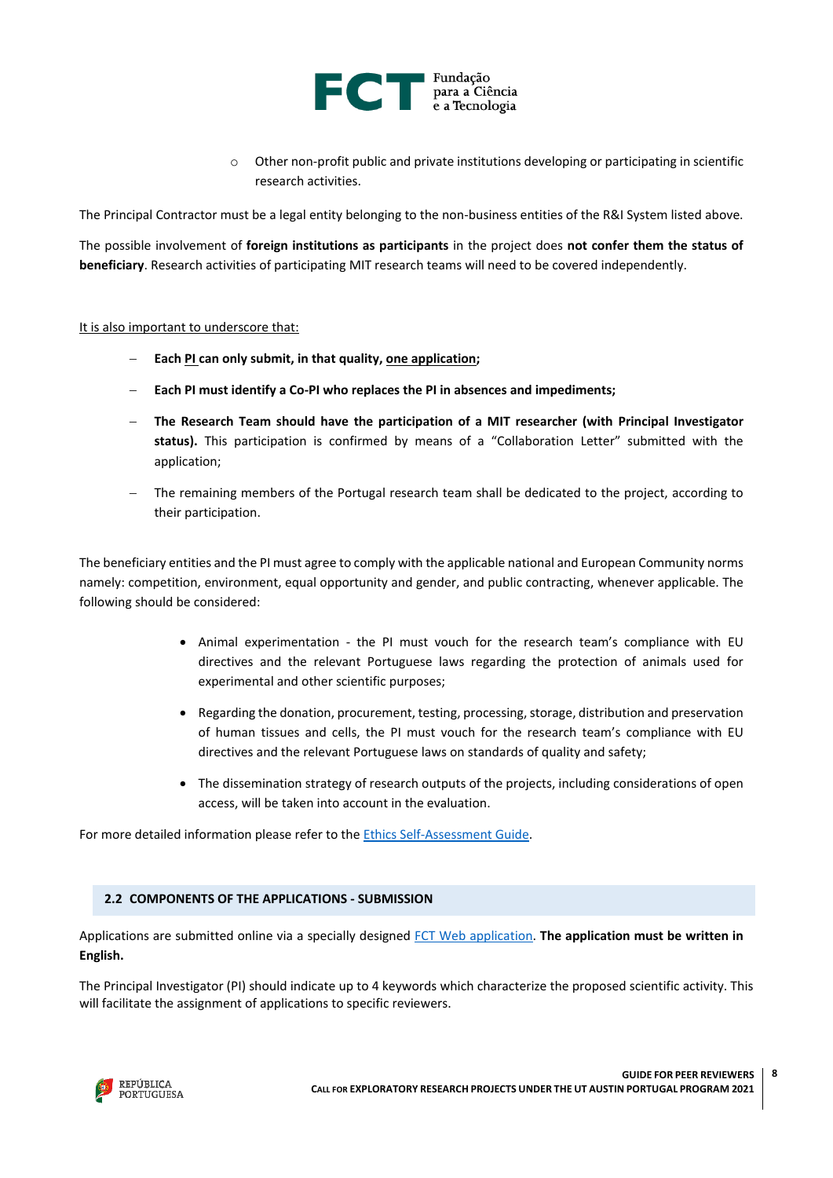- Other non-profit public and private institutions developing or participating in scientific research activities.

The Principal Contractor must be a legal entity belonging to the non-business entities of the R&I System listed above.

The possible involvement of **foreign institutions as participants** in the project does **not confer them the status of beneficiary**. Research activities of participating MIT research teams will need to be covered independently.

It is also important to underscore that:

- **Each PI can only submit, in that quality, one application;**
- **Each PI must identify a Co-PI who replaces the PI in absences and impediments;**
- **The Research Team should have the participation of a MIT researcher (with Principal Investigator status).** This participation is confirmed by means of a "Collaboration Letter" submitted with the application;
- The remaining members of the Portugal research team shall be dedicated to the project, according to their participation.

The beneficiary entities and the PI must agree to comply with the applicable national and European Community norms namely: competition, environment, equal opportunity and gender, and public contracting, whenever applicable. The following should be considered:

- Animal experimentation - the PI must vouch for the research team's compliance with EU directives and the relevant Portuguese laws regarding the protection of animals used for experimental and other scientific purposes;
- Regarding the donation, procurement, testing, processing, storage, distribution and preservation of human tissues and cells, the PI must vouch for the research team's compliance with EU directives and the relevant Portuguese laws on standards of quality and safety;
- The dissemination strategy of research outputs of the projects, including considerations of open access, will be taken into account in the evaluation.

For more detailed information please refer to the Ethics Self-Assessment Guide.

## 2.2 COMPONENTS OF THE APPLICATIONS - SUBMISSION

Applications are submitted online via a specially designed FCT Web application. **The application must be written in English.**

The Principal Investigator (PI) should indicate up to 4 keywords which characterize the proposed scientific activity. This will facilitate the assignment of applications to specific reviewers.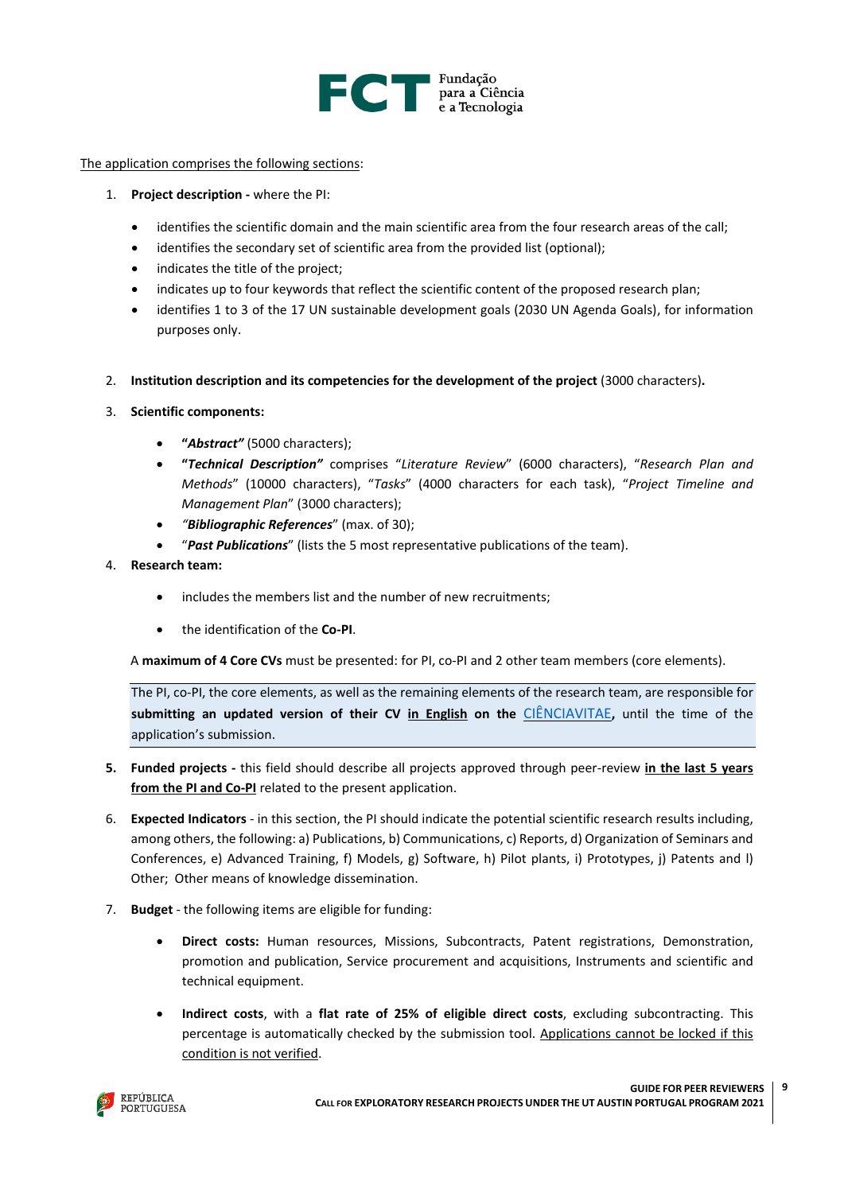The application comprises the following sections:

1. **Project description -** where the PI:

    - identifies the scientific domain and the main scientific area from the four research areas of the call;
    - identifies the secondary set of scientific area from the provided list (optional);
    - indicates the title of the project;
    - indicates up to four keywords that reflect the scientific content of the proposed research plan;
    - identifies 1 to 3 of the 17 UN sustainable development goals (2030 UN Agenda Goals), for information purposes only.

2. **Institution description and its competencies for the development of the project** (3000 characters)**.**

3. **Scientific components:**

    - **"*Abstract"*** (5000 characters);
    - **"*Technical Description"*** comprises "*Literature Review*" (6000 characters), "*Research Plan and Methods*" (10000 characters), "*Tasks*" (4000 characters for each task), "*Project Timeline and Management Plan*" (3000 characters);
    - ***"Bibliographic References*"** (max. of 30);
    - "***Past Publications***" (lists the 5 most representative publications of the team).

4. **Research team:**

    - includes the members list and the number of new recruitments;
    - the identification of the **Co-PI**.

    A **maximum of 4 Core CVs** must be presented: for PI, co-PI and 2 other team members (core elements).

    The PI, co-PI, the core elements, as well as the remaining elements of the research team, are responsible for **submitting an updated version of their CV in English on the** CIÊNCIAVITAE**,** until the time of the application's submission.

5. **Funded projects -** this field should describe all projects approved through peer-review **in the last 5 years from the PI and Co-PI** related to the present application.

6. **Expected Indicators** - in this section, the PI should indicate the potential scientific research results including, among others, the following: a) Publications, b) Communications, c) Reports, d) Organization of Seminars and Conferences, e) Advanced Training, f) Models, g) Software, h) Pilot plants, i) Prototypes, j) Patents and l) Other; Other means of knowledge dissemination.

7. **Budget** - the following items are eligible for funding:

    - **Direct costs:** Human resources, Missions, Subcontracts, Patent registrations, Demonstration, promotion and publication, Service procurement and acquisitions, Instruments and scientific and technical equipment.
    - **Indirect costs**, with a **flat rate of 25% of eligible direct costs**, excluding subcontracting. This percentage is automatically checked by the submission tool. Applications cannot be locked if this condition is not verified.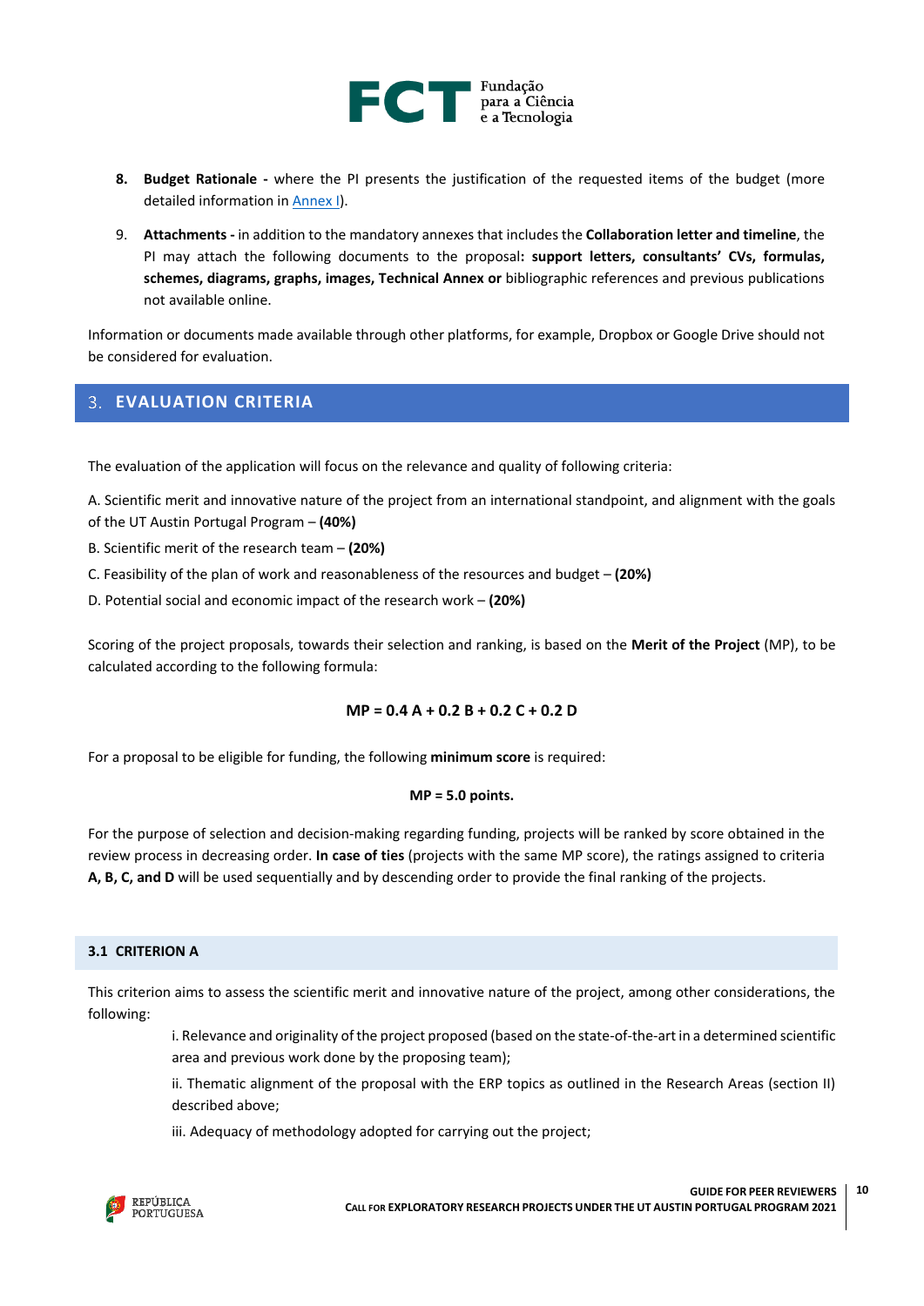8. **Budget Rationale -** where the PI presents the justification of the requested items of the budget (more detailed information in Annex I).

9. **Attachments -** in addition to the mandatory annexes that includes the **Collaboration letter and timeline**, the PI may attach the following documents to the proposal**: support letters, consultants' CVs, formulas, schemes, diagrams, graphs, images, Technical Annex or** bibliographic references and previous publications not available online.

Information or documents made available through other platforms, for example, Dropbox or Google Drive should not be considered for evaluation.

## 3. EVALUATION CRITERIA

The evaluation of the application will focus on the relevance and quality of following criteria:

A. Scientific merit and innovative nature of the project from an international standpoint, and alignment with the goals of the UT Austin Portugal Program – **(40%)**

B. Scientific merit of the research team – **(20%)**

C. Feasibility of the plan of work and reasonableness of the resources and budget – **(20%)**

D. Potential social and economic impact of the research work – **(20%)**

Scoring of the project proposals, towards their selection and ranking, is based on the **Merit of the Project** (MP), to be calculated according to the following formula:

$$MP = 0.4\,A + 0.2\,B + 0.2\,C + 0.2\,D$$

For a proposal to be eligible for funding, the following **minimum score** is required:

$$MP = 5.0 \text{ points.}$$

For the purpose of selection and decision-making regarding funding, projects will be ranked by score obtained in the review process in decreasing order. **In case of ties** (projects with the same MP score), the ratings assigned to criteria **A, B, C, and D** will be used sequentially and by descending order to provide the final ranking of the projects.

### 3.1 CRITERION A

This criterion aims to assess the scientific merit and innovative nature of the project, among other considerations, the following:

i. Relevance and originality of the project proposed (based on the state-of-the-art in a determined scientific area and previous work done by the proposing team);

ii. Thematic alignment of the proposal with the ERP topics as outlined in the Research Areas (section II) described above;

iii. Adequacy of methodology adopted for carrying out the project;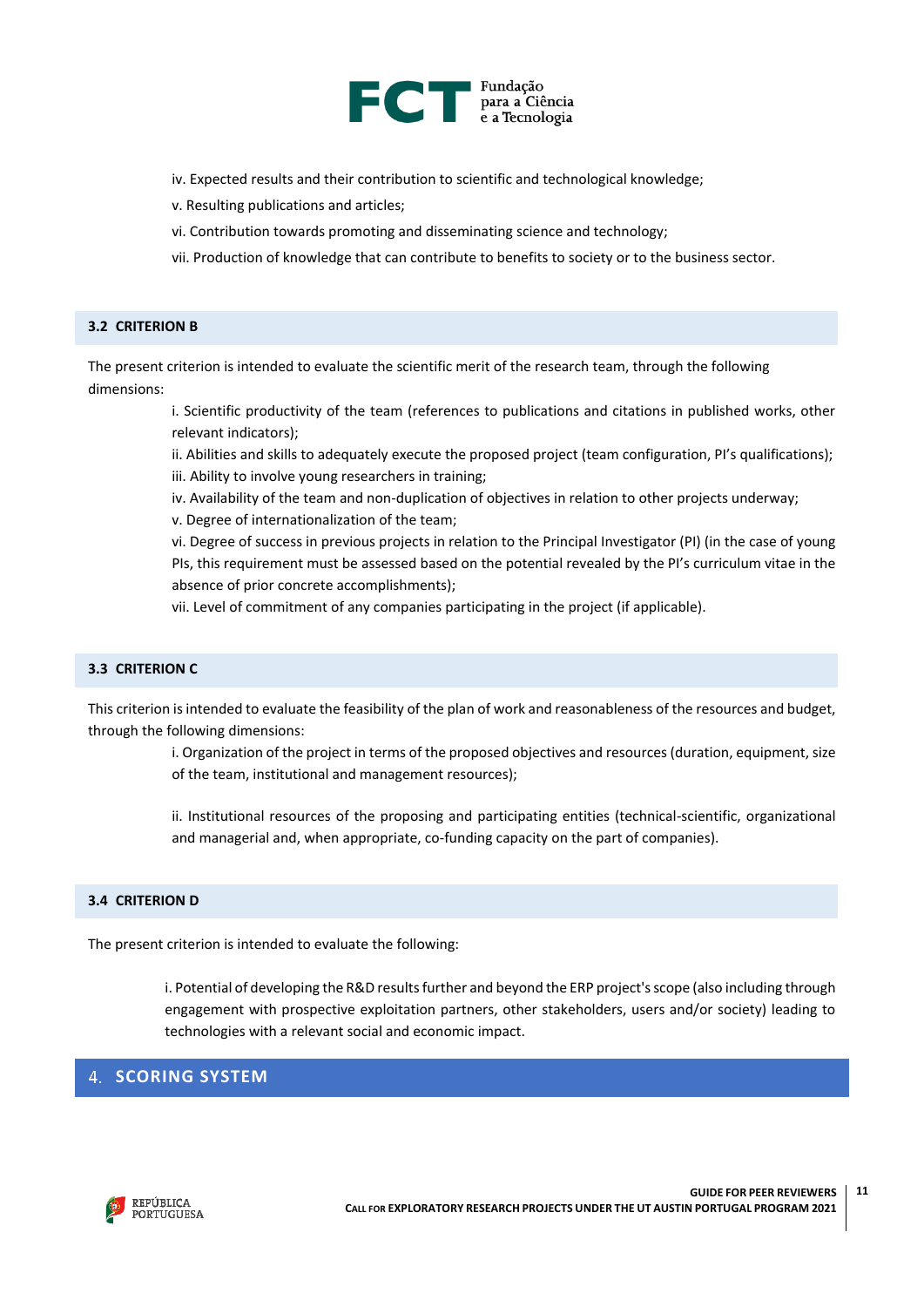iv. Expected results and their contribution to scientific and technological knowledge;

v. Resulting publications and articles;

vi. Contribution towards promoting and disseminating science and technology;

vii. Production of knowledge that can contribute to benefits to society or to the business sector.

### 3.2 CRITERION B

The present criterion is intended to evaluate the scientific merit of the research team, through the following dimensions:

i. Scientific productivity of the team (references to publications and citations in published works, other relevant indicators);

ii. Abilities and skills to adequately execute the proposed project (team configuration, PI's qualifications);

iii. Ability to involve young researchers in training;

iv. Availability of the team and non-duplication of objectives in relation to other projects underway;

v. Degree of internationalization of the team;

vi. Degree of success in previous projects in relation to the Principal Investigator (PI) (in the case of young PIs, this requirement must be assessed based on the potential revealed by the PI's curriculum vitae in the absence of prior concrete accomplishments);

vii. Level of commitment of any companies participating in the project (if applicable).

### 3.3 CRITERION C

This criterion is intended to evaluate the feasibility of the plan of work and reasonableness of the resources and budget, through the following dimensions:

i. Organization of the project in terms of the proposed objectives and resources (duration, equipment, size of the team, institutional and management resources);

ii. Institutional resources of the proposing and participating entities (technical-scientific, organizational and managerial and, when appropriate, co-funding capacity on the part of companies).

### 3.4 CRITERION D

The present criterion is intended to evaluate the following:

i. Potential of developing the R&D results further and beyond the ERP project's scope (also including through engagement with prospective exploitation partners, other stakeholders, users and/or society) leading to technologies with a relevant social and economic impact.

## 4. SCORING SYSTEM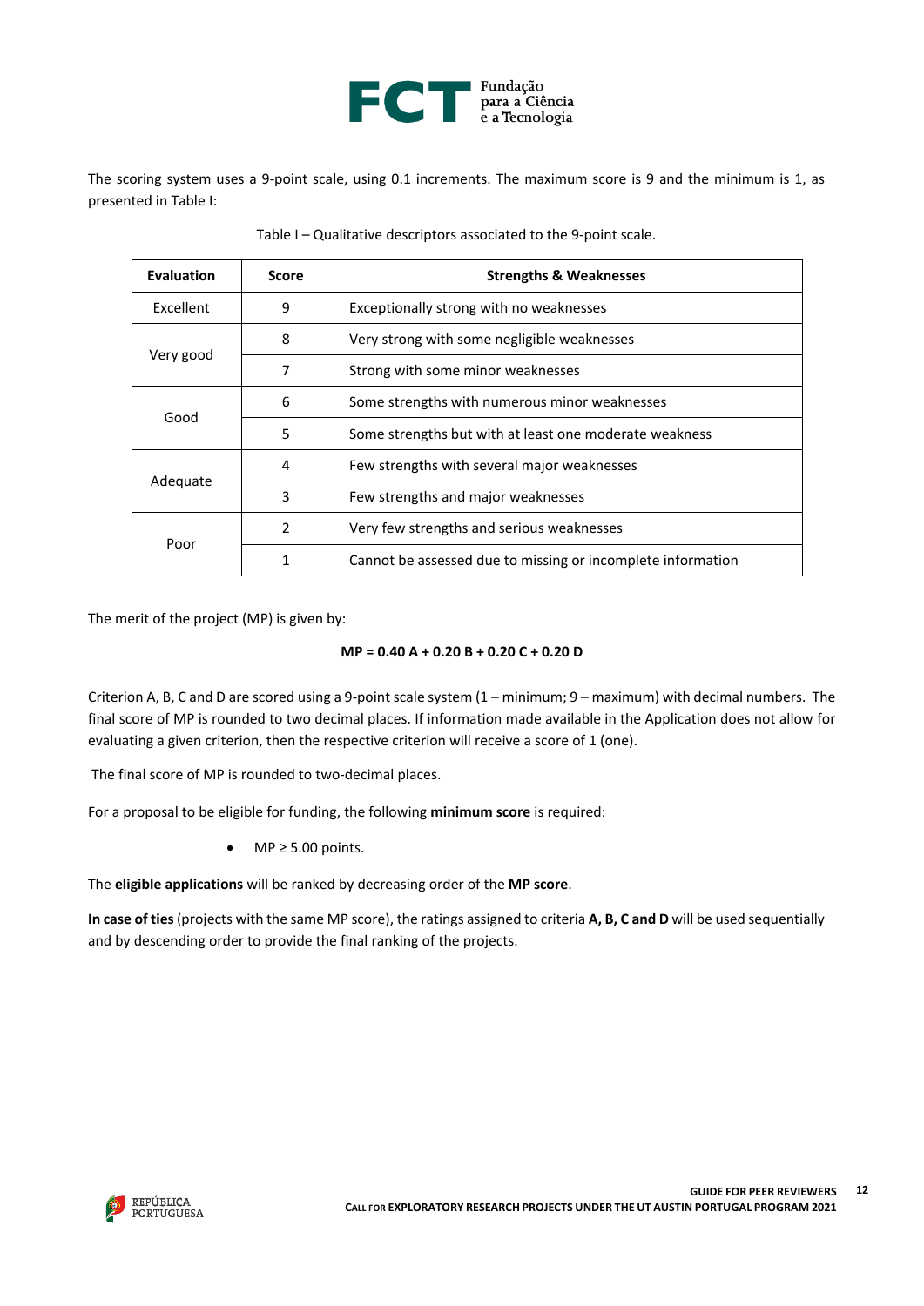The scoring system uses a 9-point scale, using 0.1 increments. The maximum score is 9 and the minimum is 1, as presented in Table I:

Table I – Qualitative descriptors associated to the 9-point scale.

| Evaluation | Score | Strengths & Weaknesses |
|---|---|---|
| Excellent | 9 | Exceptionally strong with no weaknesses |
| Very good | 8 | Very strong with some negligible weaknesses |
| | 7 | Strong with some minor weaknesses |
| Good | 6 | Some strengths with numerous minor weaknesses |
| | 5 | Some strengths but with at least one moderate weakness |
| Adequate | 4 | Few strengths with several major weaknesses |
| | 3 | Few strengths and major weaknesses |
| Poor | 2 | Very few strengths and serious weaknesses |
| | 1 | Cannot be assessed due to missing or incomplete information |

The merit of the project (MP) is given by:

$$\mathbf{MP = 0.40\ A + 0.20\ B + 0.20\ C + 0.20\ D}$$

Criterion A, B, C and D are scored using a 9-point scale system (1 – minimum; 9 – maximum) with decimal numbers. The final score of MP is rounded to two decimal places. If information made available in the Application does not allow for evaluating a given criterion, then the respective criterion will receive a score of 1 (one).

The final score of MP is rounded to two-decimal places.

For a proposal to be eligible for funding, the following **minimum score** is required:

- MP ≥ 5.00 points.

The **eligible applications** will be ranked by decreasing order of the **MP score**.

**In case of ties** (projects with the same MP score), the ratings assigned to criteria **A, B, C and D** will be used sequentially and by descending order to provide the final ranking of the projects.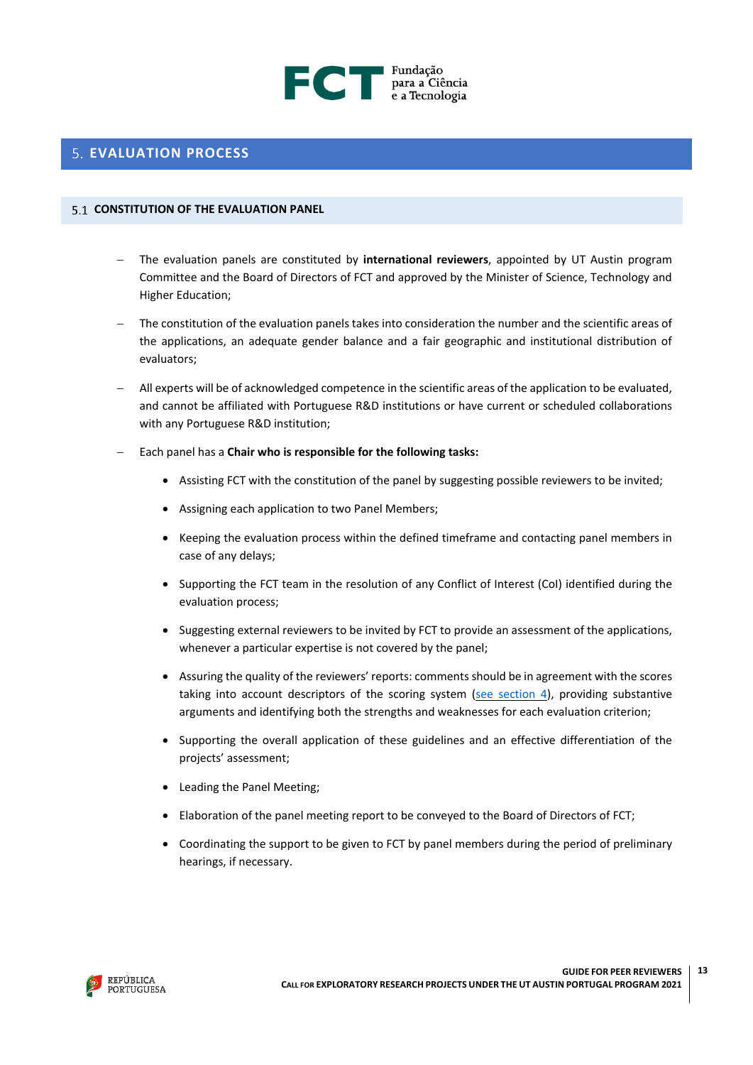## 5. EVALUATION PROCESS

### 5.1 CONSTITUTION OF THE EVALUATION PANEL

- The evaluation panels are constituted by **international reviewers**, appointed by UT Austin program Committee and the Board of Directors of FCT and approved by the Minister of Science, Technology and Higher Education;
- The constitution of the evaluation panels takes into consideration the number and the scientific areas of the applications, an adequate gender balance and a fair geographic and institutional distribution of evaluators;
- All experts will be of acknowledged competence in the scientific areas of the application to be evaluated, and cannot be affiliated with Portuguese R&D institutions or have current or scheduled collaborations with any Portuguese R&D institution;
- Each panel has a **Chair who is responsible for the following tasks:**
  - Assisting FCT with the constitution of the panel by suggesting possible reviewers to be invited;
  - Assigning each application to two Panel Members;
  - Keeping the evaluation process within the defined timeframe and contacting panel members in case of any delays;
  - Supporting the FCT team in the resolution of any Conflict of Interest (CoI) identified during the evaluation process;
  - Suggesting external reviewers to be invited by FCT to provide an assessment of the applications, whenever a particular expertise is not covered by the panel;
  - Assuring the quality of the reviewers' reports: comments should be in agreement with the scores taking into account descriptors of the scoring system (see section 4), providing substantive arguments and identifying both the strengths and weaknesses for each evaluation criterion;
  - Supporting the overall application of these guidelines and an effective differentiation of the projects' assessment;
  - Leading the Panel Meeting;
  - Elaboration of the panel meeting report to be conveyed to the Board of Directors of FCT;
  - Coordinating the support to be given to FCT by panel members during the period of preliminary hearings, if necessary.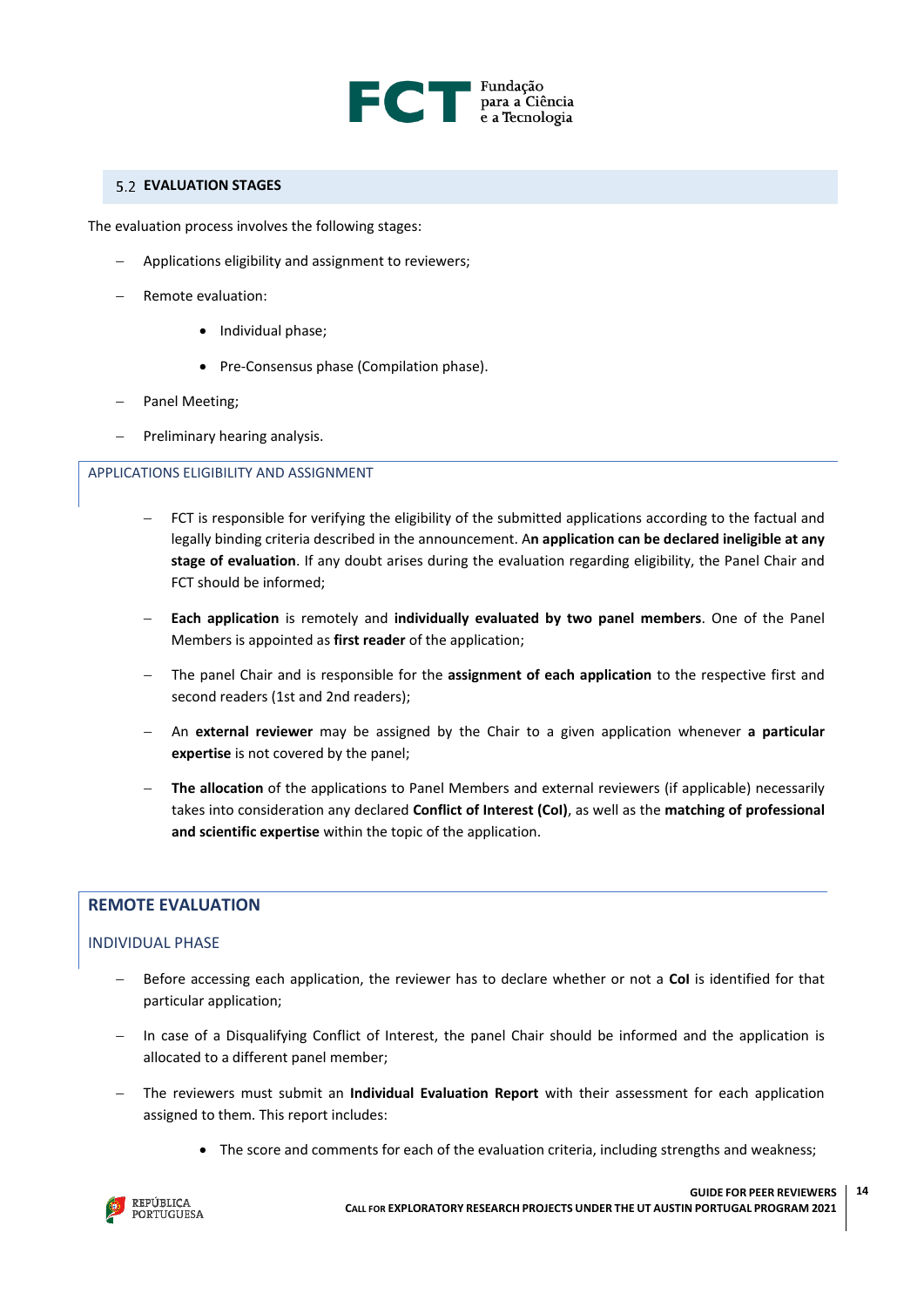## 5.2 EVALUATION STAGES

The evaluation process involves the following stages:

- Applications eligibility and assignment to reviewers;
- Remote evaluation:
  - Individual phase;
  - Pre-Consensus phase (Compilation phase).
- Panel Meeting;
- Preliminary hearing analysis.

### APPLICATIONS ELIGIBILITY AND ASSIGNMENT

- FCT is responsible for verifying the eligibility of the submitted applications according to the factual and legally binding criteria described in the announcement. A**n application can be declared ineligible at any stage of evaluation**. If any doubt arises during the evaluation regarding eligibility, the Panel Chair and FCT should be informed;
- **Each application** is remotely and **individually evaluated by two panel members**. One of the Panel Members is appointed as **first reader** of the application;
- The panel Chair and is responsible for the **assignment of each application** to the respective first and second readers (1st and 2nd readers);
- An **external reviewer** may be assigned by the Chair to a given application whenever **a particular expertise** is not covered by the panel;
- **The allocation** of the applications to Panel Members and external reviewers (if applicable) necessarily takes into consideration any declared **Conflict of Interest (CoI)**, as well as the **matching of professional and scientific expertise** within the topic of the application.

### REMOTE EVALUATION

#### INDIVIDUAL PHASE

- Before accessing each application, the reviewer has to declare whether or not a **CoI** is identified for that particular application;
- In case of a Disqualifying Conflict of Interest, the panel Chair should be informed and the application is allocated to a different panel member;
- The reviewers must submit an **Individual Evaluation Report** with their assessment for each application assigned to them. This report includes:
  - The score and comments for each of the evaluation criteria, including strengths and weakness;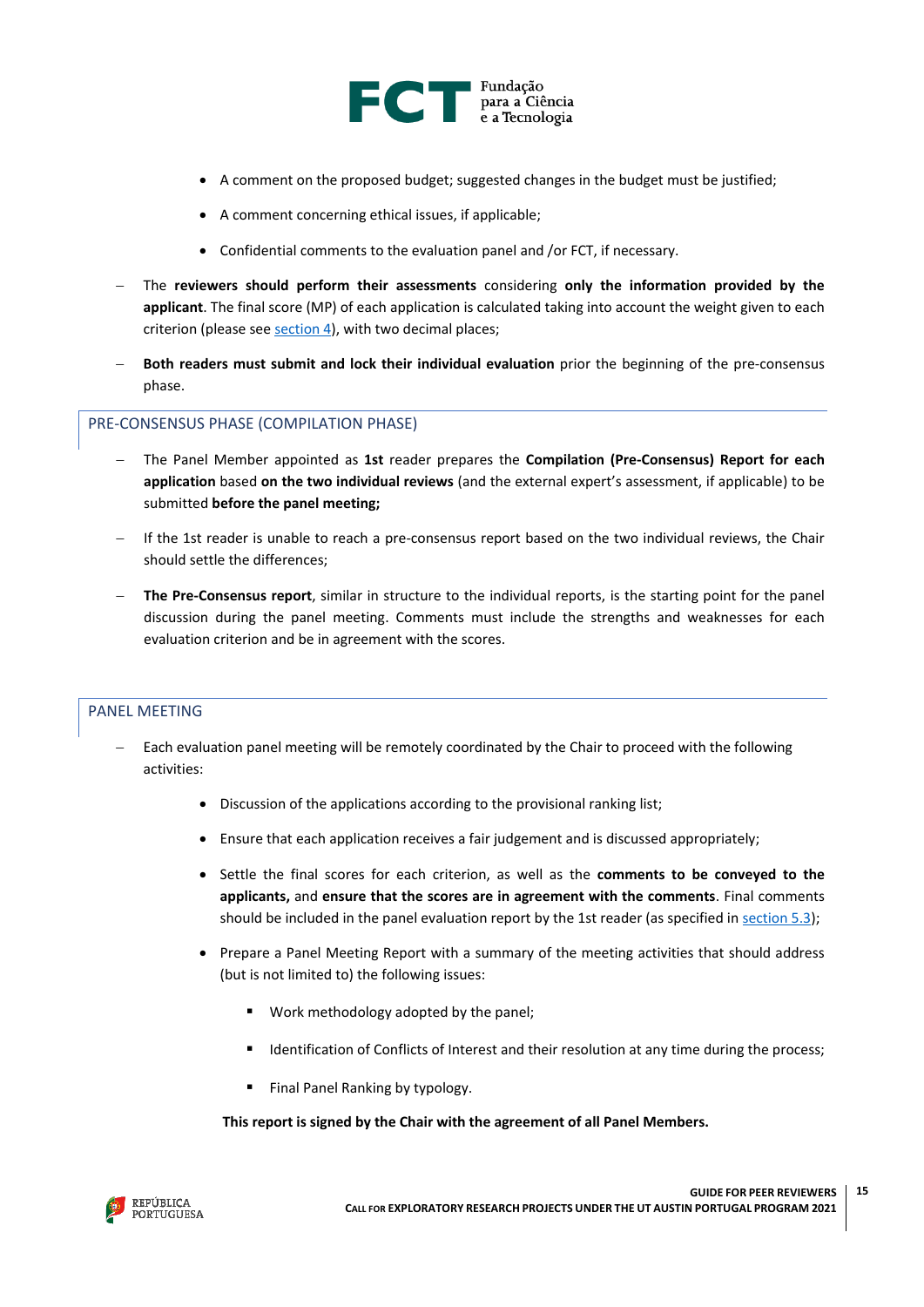- A comment on the proposed budget; suggested changes in the budget must be justified;
- A comment concerning ethical issues, if applicable;
- Confidential comments to the evaluation panel and /or FCT, if necessary.

– The **reviewers should perform their assessments** considering **only the information provided by the applicant**. The final score (MP) of each application is calculated taking into account the weight given to each criterion (please see section 4), with two decimal places;

– **Both readers must submit and lock their individual evaluation** prior the beginning of the pre-consensus phase.

## PRE-CONSENSUS PHASE (COMPILATION PHASE)

– The Panel Member appointed as **1st** reader prepares the **Compilation (Pre-Consensus) Report for each application** based **on the two individual reviews** (and the external expert's assessment, if applicable) to be submitted **before the panel meeting;**

– If the 1st reader is unable to reach a pre-consensus report based on the two individual reviews, the Chair should settle the differences;

– **The Pre-Consensus report**, similar in structure to the individual reports, is the starting point for the panel discussion during the panel meeting. Comments must include the strengths and weaknesses for each evaluation criterion and be in agreement with the scores.

## PANEL MEETING

– Each evaluation panel meeting will be remotely coordinated by the Chair to proceed with the following activities:

- Discussion of the applications according to the provisional ranking list;
- Ensure that each application receives a fair judgement and is discussed appropriately;
- Settle the final scores for each criterion, as well as the **comments to be conveyed to the applicants,** and **ensure that the scores are in agreement with the comments**. Final comments should be included in the panel evaluation report by the 1st reader (as specified in section 5.3);
- Prepare a Panel Meeting Report with a summary of the meeting activities that should address (but is not limited to) the following issues:
  - Work methodology adopted by the panel;
  - Identification of Conflicts of Interest and their resolution at any time during the process;
  - Final Panel Ranking by typology.

**This report is signed by the Chair with the agreement of all Panel Members.**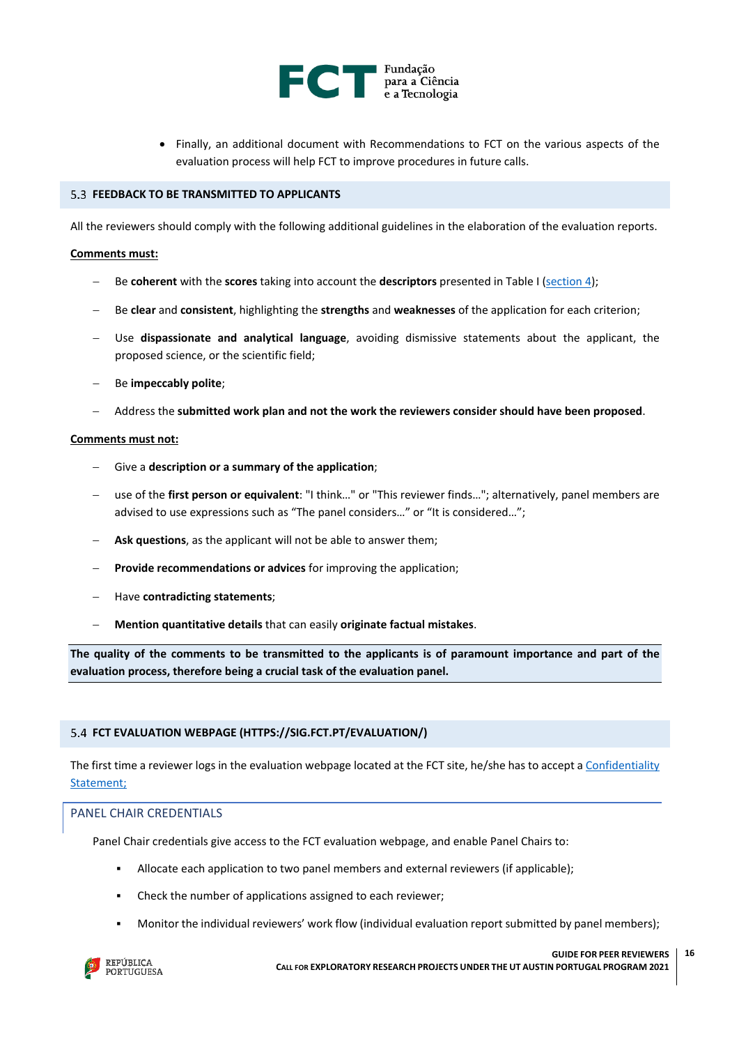- Finally, an additional document with Recommendations to FCT on the various aspects of the evaluation process will help FCT to improve procedures in future calls.

## 5.3 FEEDBACK TO BE TRANSMITTED TO APPLICANTS

All the reviewers should comply with the following additional guidelines in the elaboration of the evaluation reports.

**Comments must:**

- Be **coherent** with the **scores** taking into account the **descriptors** presented in Table I (section 4);
- Be **clear** and **consistent**, highlighting the **strengths** and **weaknesses** of the application for each criterion;
- Use **dispassionate and analytical language**, avoiding dismissive statements about the applicant, the proposed science, or the scientific field;
- Be **impeccably polite**;
- Address the **submitted work plan and not the work the reviewers consider should have been proposed**.

**Comments must not:**

- Give a **description or a summary of the application**;
- use of the **first person or equivalent**: "I think…" or "This reviewer finds…"; alternatively, panel members are advised to use expressions such as "The panel considers…" or "It is considered…";
- **Ask questions**, as the applicant will not be able to answer them;
- **Provide recommendations or advices** for improving the application;
- Have **contradicting statements**;
- **Mention quantitative details** that can easily **originate factual mistakes**.

**The quality of the comments to be transmitted to the applicants is of paramount importance and part of the evaluation process, therefore being a crucial task of the evaluation panel.**

## 5.4 FCT EVALUATION WEBPAGE (HTTPS://SIG.FCT.PT/EVALUATION/)

The first time a reviewer logs in the evaluation webpage located at the FCT site, he/she has to accept a Confidentiality Statement;

### PANEL CHAIR CREDENTIALS

Panel Chair credentials give access to the FCT evaluation webpage, and enable Panel Chairs to:

- Allocate each application to two panel members and external reviewers (if applicable);
- Check the number of applications assigned to each reviewer;
- Monitor the individual reviewers' work flow (individual evaluation report submitted by panel members);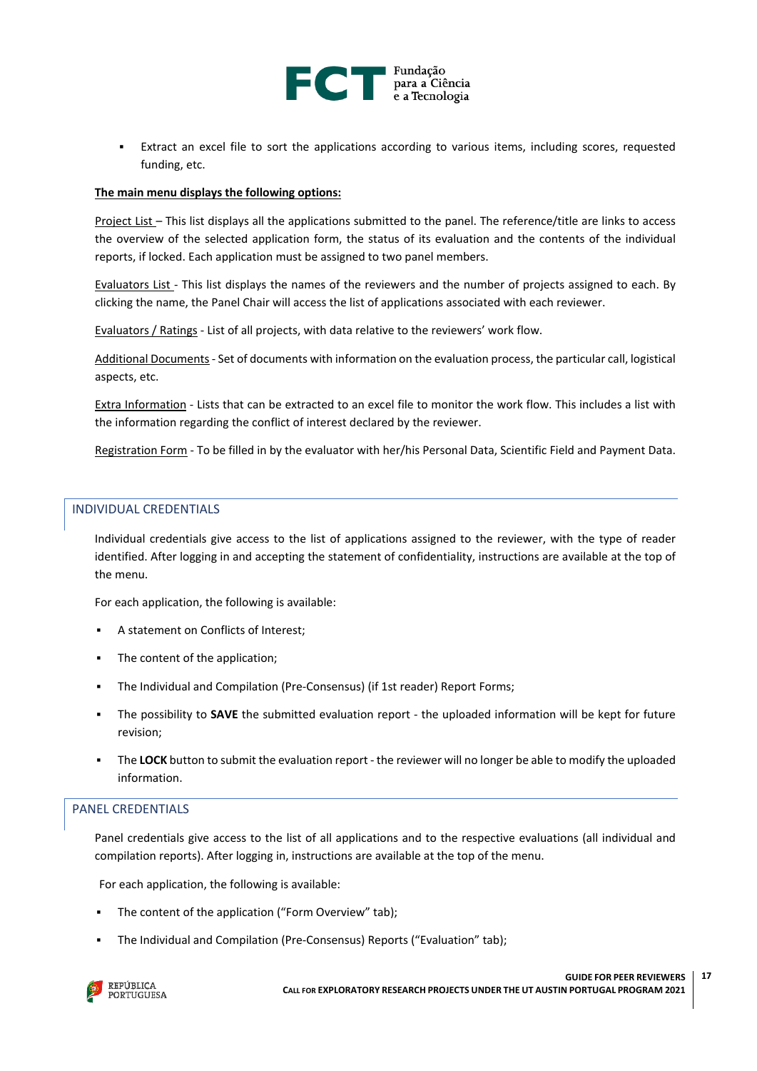- Extract an excel file to sort the applications according to various items, including scores, requested funding, etc.

**The main menu displays the following options:**

Project List – This list displays all the applications submitted to the panel. The reference/title are links to access the overview of the selected application form, the status of its evaluation and the contents of the individual reports, if locked. Each application must be assigned to two panel members.

Evaluators List - This list displays the names of the reviewers and the number of projects assigned to each. By clicking the name, the Panel Chair will access the list of applications associated with each reviewer.

Evaluators / Ratings - List of all projects, with data relative to the reviewers' work flow.

Additional Documents - Set of documents with information on the evaluation process, the particular call, logistical aspects, etc.

Extra Information - Lists that can be extracted to an excel file to monitor the work flow. This includes a list with the information regarding the conflict of interest declared by the reviewer.

Registration Form - To be filled in by the evaluator with her/his Personal Data, Scientific Field and Payment Data.

## INDIVIDUAL CREDENTIALS

Individual credentials give access to the list of applications assigned to the reviewer, with the type of reader identified. After logging in and accepting the statement of confidentiality, instructions are available at the top of the menu.

For each application, the following is available:

- A statement on Conflicts of Interest;
- The content of the application;
- The Individual and Compilation (Pre-Consensus) (if 1st reader) Report Forms;
- The possibility to **SAVE** the submitted evaluation report - the uploaded information will be kept for future revision;
- The **LOCK** button to submit the evaluation report - the reviewer will no longer be able to modify the uploaded information.

## PANEL CREDENTIALS

Panel credentials give access to the list of all applications and to the respective evaluations (all individual and compilation reports). After logging in, instructions are available at the top of the menu.

For each application, the following is available:

- The content of the application ("Form Overview" tab);
- The Individual and Compilation (Pre-Consensus) Reports ("Evaluation" tab);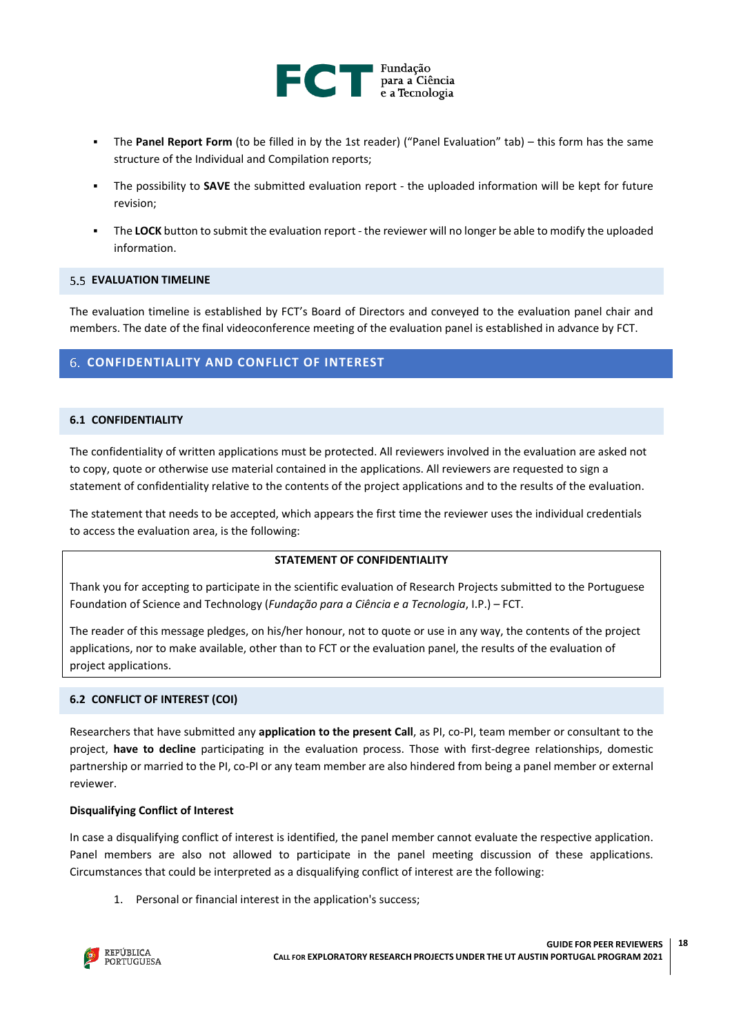- The **Panel Report Form** (to be filled in by the 1st reader) ("Panel Evaluation" tab) – this form has the same structure of the Individual and Compilation reports;
- The possibility to **SAVE** the submitted evaluation report - the uploaded information will be kept for future revision;
- The **LOCK** button to submit the evaluation report - the reviewer will no longer be able to modify the uploaded information.

### 5.5 EVALUATION TIMELINE

The evaluation timeline is established by FCT's Board of Directors and conveyed to the evaluation panel chair and members. The date of the final videoconference meeting of the evaluation panel is established in advance by FCT.

## 6. CONFIDENTIALITY AND CONFLICT OF INTEREST

### 6.1 CONFIDENTIALITY

The confidentiality of written applications must be protected. All reviewers involved in the evaluation are asked not to copy, quote or otherwise use material contained in the applications. All reviewers are requested to sign a statement of confidentiality relative to the contents of the project applications and to the results of the evaluation.

The statement that needs to be accepted, which appears the first time the reviewer uses the individual credentials to access the evaluation area, is the following:

**STATEMENT OF CONFIDENTIALITY**

Thank you for accepting to participate in the scientific evaluation of Research Projects submitted to the Portuguese Foundation of Science and Technology (*Fundação para a Ciência e a Tecnologia*, I.P.) – FCT.

The reader of this message pledges, on his/her honour, not to quote or use in any way, the contents of the project applications, nor to make available, other than to FCT or the evaluation panel, the results of the evaluation of project applications.

### 6.2 CONFLICT OF INTEREST (COI)

Researchers that have submitted any **application to the present Call**, as PI, co-PI, team member or consultant to the project, **have to decline** participating in the evaluation process. Those with first-degree relationships, domestic partnership or married to the PI, co-PI or any team member are also hindered from being a panel member or external reviewer.

**Disqualifying Conflict of Interest**

In case a disqualifying conflict of interest is identified, the panel member cannot evaluate the respective application. Panel members are also not allowed to participate in the panel meeting discussion of these applications. Circumstances that could be interpreted as a disqualifying conflict of interest are the following:

1. Personal or financial interest in the application's success;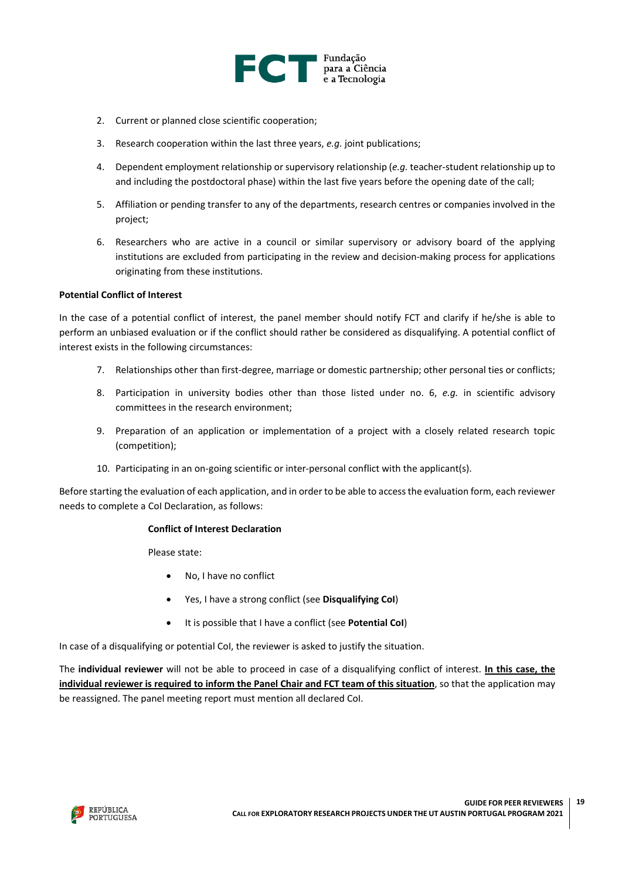2. Current or planned close scientific cooperation;
3. Research cooperation within the last three years, *e.g.* joint publications;
4. Dependent employment relationship or supervisory relationship (*e.g.* teacher-student relationship up to and including the postdoctoral phase) within the last five years before the opening date of the call;
5. Affiliation or pending transfer to any of the departments, research centres or companies involved in the project;
6. Researchers who are active in a council or similar supervisory or advisory board of the applying institutions are excluded from participating in the review and decision-making process for applications originating from these institutions.

**Potential Conflict of Interest**

In the case of a potential conflict of interest, the panel member should notify FCT and clarify if he/she is able to perform an unbiased evaluation or if the conflict should rather be considered as disqualifying. A potential conflict of interest exists in the following circumstances:

7. Relationships other than first-degree, marriage or domestic partnership; other personal ties or conflicts;
8. Participation in university bodies other than those listed under no. 6, *e.g.* in scientific advisory committees in the research environment;
9. Preparation of an application or implementation of a project with a closely related research topic (competition);
10. Participating in an on-going scientific or inter-personal conflict with the applicant(s).

Before starting the evaluation of each application, and in order to be able to access the evaluation form, each reviewer needs to complete a CoI Declaration, as follows:

**Conflict of Interest Declaration**

Please state:

- No, I have no conflict
- Yes, I have a strong conflict (see **Disqualifying CoI**)
- It is possible that I have a conflict (see **Potential CoI**)

In case of a disqualifying or potential CoI, the reviewer is asked to justify the situation.

The **individual reviewer** will not be able to proceed in case of a disqualifying conflict of interest. **In this case, the individual reviewer is required to inform the Panel Chair and FCT team of this situation**, so that the application may be reassigned. The panel meeting report must mention all declared CoI.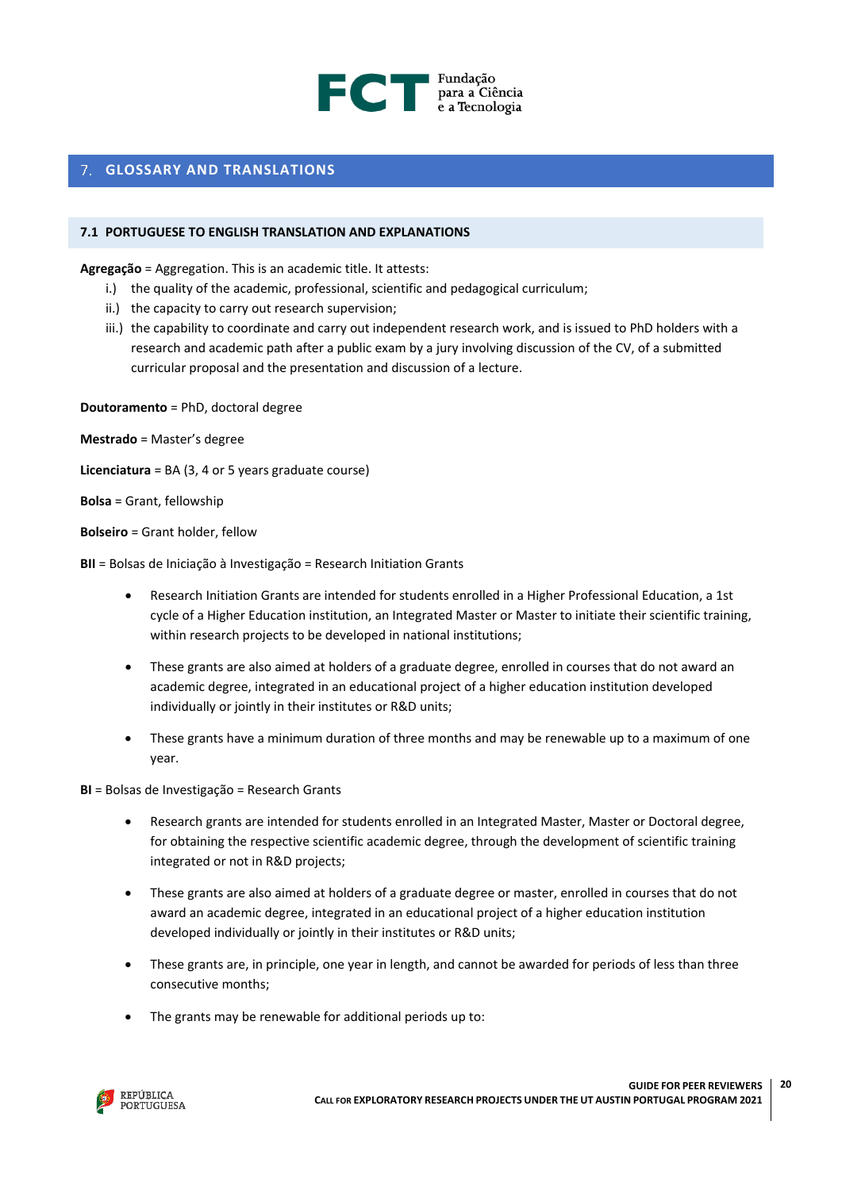## 7. GLOSSARY AND TRANSLATIONS

### 7.1 PORTUGUESE TO ENGLISH TRANSLATION AND EXPLANATIONS

**Agregação** = Aggregation. This is an academic title. It attests:

i.) the quality of the academic, professional, scientific and pedagogical curriculum;

ii.) the capacity to carry out research supervision;

iii.) the capability to coordinate and carry out independent research work, and is issued to PhD holders with a research and academic path after a public exam by a jury involving discussion of the CV, of a submitted curricular proposal and the presentation and discussion of a lecture.

**Doutoramento** = PhD, doctoral degree

**Mestrado** = Master's degree

**Licenciatura** = BA (3, 4 or 5 years graduate course)

**Bolsa** = Grant, fellowship

**Bolseiro** = Grant holder, fellow

**BII** = Bolsas de Iniciação à Investigação = Research Initiation Grants

- Research Initiation Grants are intended for students enrolled in a Higher Professional Education, a 1st cycle of a Higher Education institution, an Integrated Master or Master to initiate their scientific training, within research projects to be developed in national institutions;
- These grants are also aimed at holders of a graduate degree, enrolled in courses that do not award an academic degree, integrated in an educational project of a higher education institution developed individually or jointly in their institutes or R&D units;
- These grants have a minimum duration of three months and may be renewable up to a maximum of one year.

**BI** = Bolsas de Investigação = Research Grants

- Research grants are intended for students enrolled in an Integrated Master, Master or Doctoral degree, for obtaining the respective scientific academic degree, through the development of scientific training integrated or not in R&D projects;
- These grants are also aimed at holders of a graduate degree or master, enrolled in courses that do not award an academic degree, integrated in an educational project of a higher education institution developed individually or jointly in their institutes or R&D units;
- These grants are, in principle, one year in length, and cannot be awarded for periods of less than three consecutive months;
- The grants may be renewable for additional periods up to: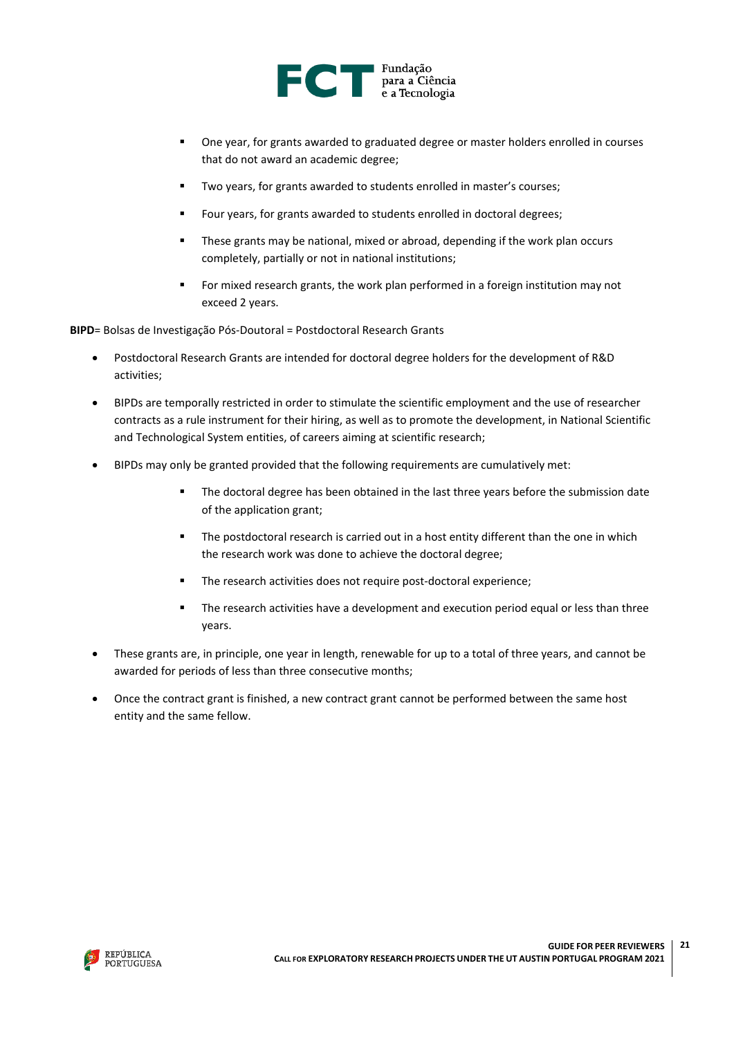- One year, for grants awarded to graduated degree or master holders enrolled in courses that do not award an academic degree;
- Two years, for grants awarded to students enrolled in master's courses;
- Four years, for grants awarded to students enrolled in doctoral degrees;
- These grants may be national, mixed or abroad, depending if the work plan occurs completely, partially or not in national institutions;
- For mixed research grants, the work plan performed in a foreign institution may not exceed 2 years.

**BIPD**= Bolsas de Investigação Pós-Doutoral = Postdoctoral Research Grants

- Postdoctoral Research Grants are intended for doctoral degree holders for the development of R&D activities;
- BIPDs are temporally restricted in order to stimulate the scientific employment and the use of researcher contracts as a rule instrument for their hiring, as well as to promote the development, in National Scientific and Technological System entities, of careers aiming at scientific research;
- BIPDs may only be granted provided that the following requirements are cumulatively met:
  - The doctoral degree has been obtained in the last three years before the submission date of the application grant;
  - The postdoctoral research is carried out in a host entity different than the one in which the research work was done to achieve the doctoral degree;
  - The research activities does not require post-doctoral experience;
  - The research activities have a development and execution period equal or less than three years.
- These grants are, in principle, one year in length, renewable for up to a total of three years, and cannot be awarded for periods of less than three consecutive months;
- Once the contract grant is finished, a new contract grant cannot be performed between the same host entity and the same fellow.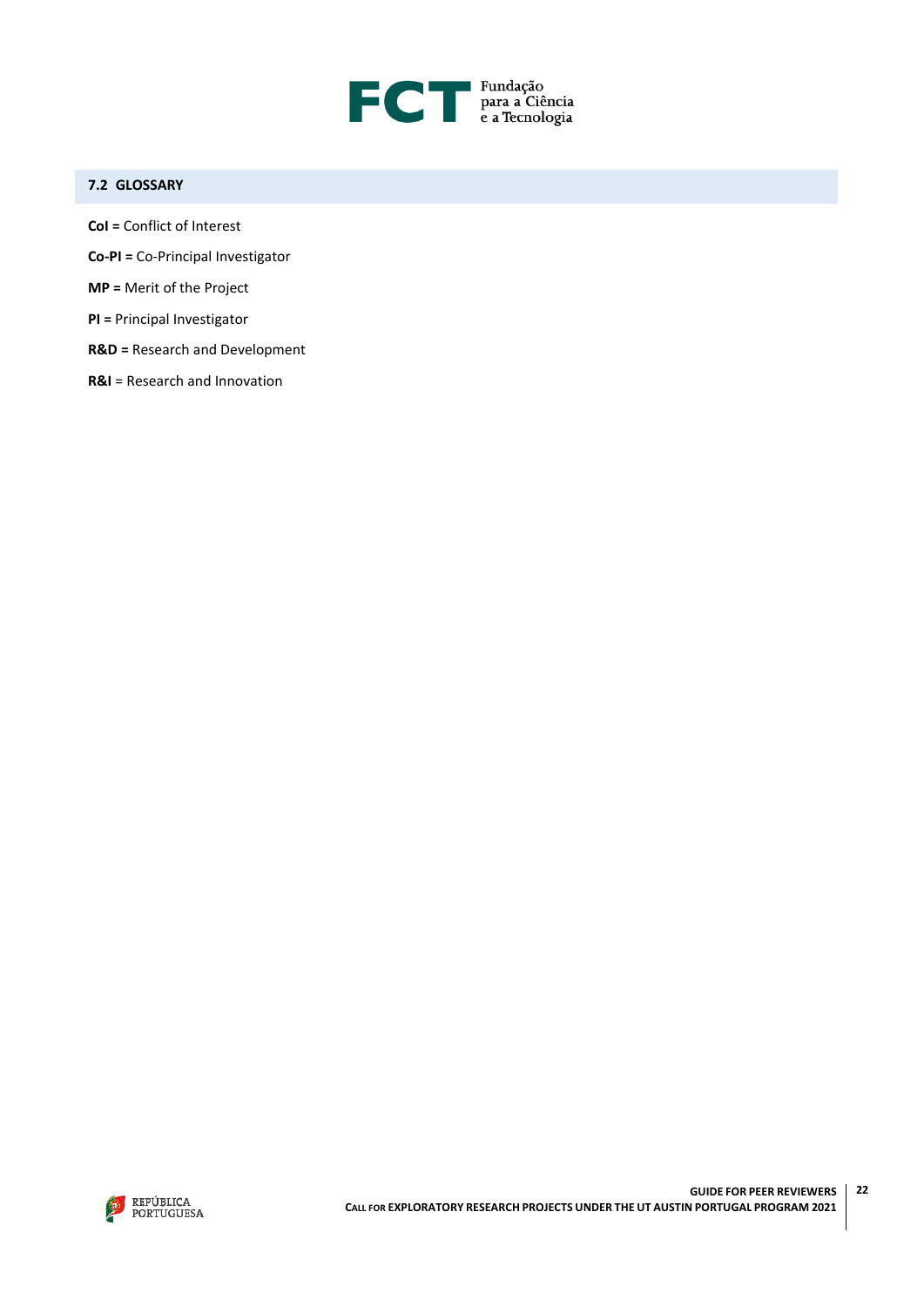## 7.2 GLOSSARY

**CoI =** Conflict of Interest

**Co-PI =** Co-Principal Investigator

**MP =** Merit of the Project

**PI =** Principal Investigator

**R&D =** Research and Development

**R&I** = Research and Innovation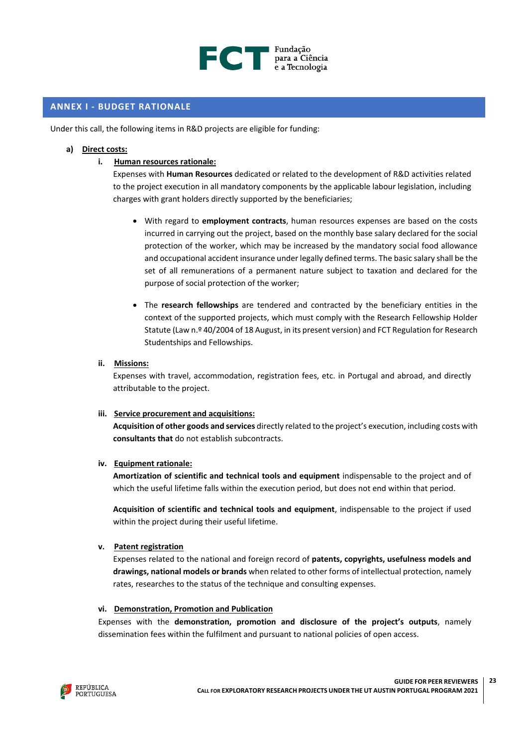## ANNEX I - BUDGET RATIONALE

Under this call, the following items in R&D projects are eligible for funding:

**a) <u>Direct costs:</u>**

**i. <u>Human resources rationale:</u>**

Expenses with **Human Resources** dedicated or related to the development of R&D activities related to the project execution in all mandatory components by the applicable labour legislation, including charges with grant holders directly supported by the beneficiaries;

- With regard to **employment contracts**, human resources expenses are based on the costs incurred in carrying out the project, based on the monthly base salary declared for the social protection of the worker, which may be increased by the mandatory social food allowance and occupational accident insurance under legally defined terms. The basic salary shall be the set of all remunerations of a permanent nature subject to taxation and declared for the purpose of social protection of the worker;
- The **research fellowships** are tendered and contracted by the beneficiary entities in the context of the supported projects, which must comply with the Research Fellowship Holder Statute (Law n.º 40/2004 of 18 August, in its present version) and FCT Regulation for Research Studentships and Fellowships.

**ii. <u>Missions:</u>**

Expenses with travel, accommodation, registration fees, etc. in Portugal and abroad, and directly attributable to the project.

**iii. <u>Service procurement and acquisitions:</u>**

**Acquisition of other goods and services** directly related to the project's execution, including costs with **consultants that** do not establish subcontracts.

**iv. <u>Equipment rationale:</u>**

**Amortization of scientific and technical tools and equipment** indispensable to the project and of which the useful lifetime falls within the execution period, but does not end within that period.

**Acquisition of scientific and technical tools and equipment**, indispensable to the project if used within the project during their useful lifetime.

**v. <u>Patent registration</u>**

Expenses related to the national and foreign record of **patents, copyrights, usefulness models and drawings, national models or brands** when related to other forms of intellectual protection, namely rates, researches to the status of the technique and consulting expenses.

**vi. <u>Demonstration, Promotion and Publication</u>**

Expenses with the **demonstration, promotion and disclosure of the project's outputs**, namely dissemination fees within the fulfilment and pursuant to national policies of open access.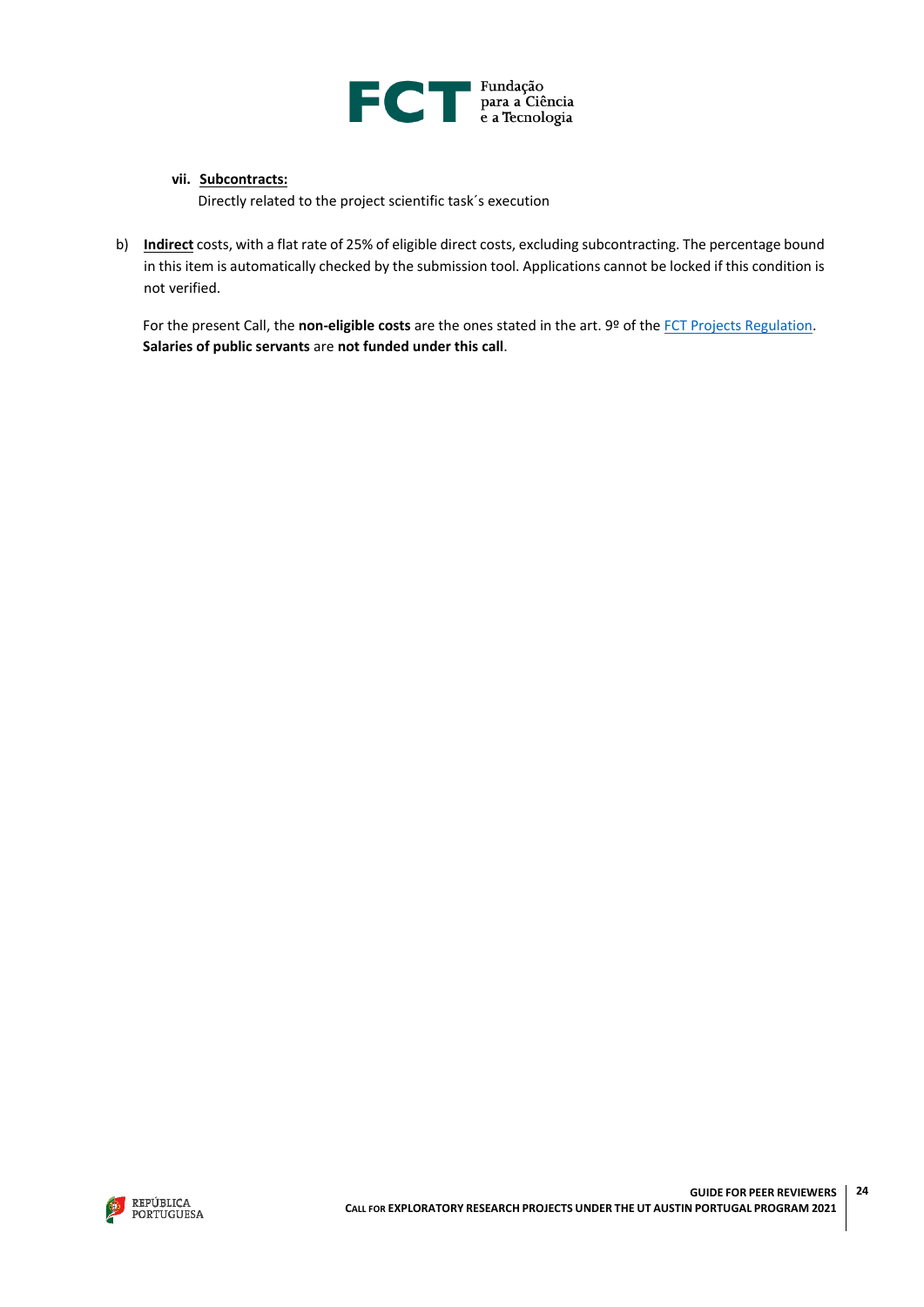vii. **Subcontracts:**

Directly related to the project scientific task´s execution

b) **Indirect** costs, with a flat rate of 25% of eligible direct costs, excluding subcontracting. The percentage bound in this item is automatically checked by the submission tool. Applications cannot be locked if this condition is not verified.

For the present Call, the **non-eligible costs** are the ones stated in the art. 9º of the [FCT Projects Regulation](). **Salaries of public servants** are **not funded under this call**.